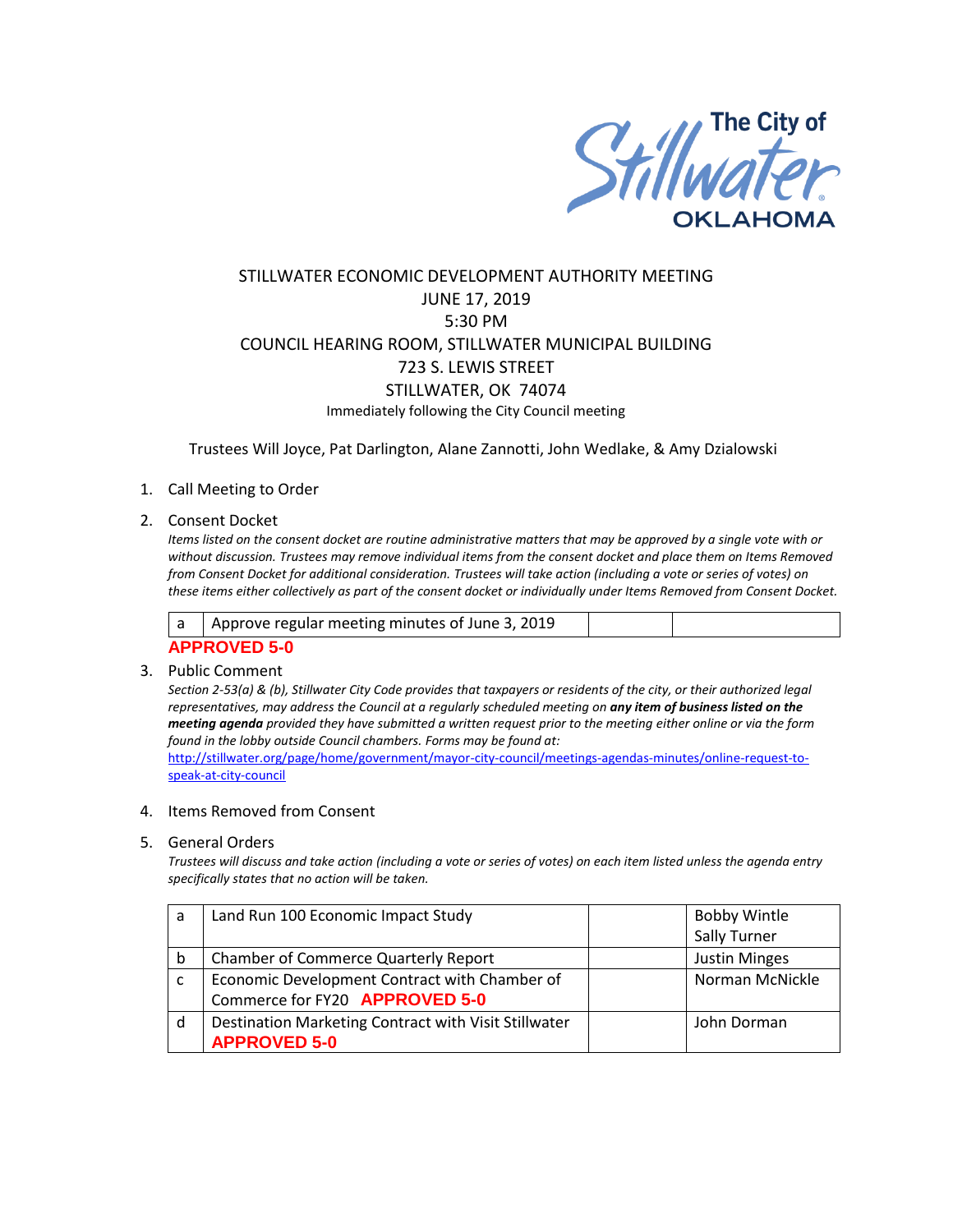The City of Stillwater OKLAHOMA

# STILLWATER ECONOMIC DEVELOPMENT AUTHORITY MEETING
JUNE 17, 2019
5:30 PM
COUNCIL HEARING ROOM, STILLWATER MUNICIPAL BUILDING
723 S. LEWIS STREET
STILLWATER, OK 74074
Immediately following the City Council meeting

Trustees Will Joyce, Pat Darlington, Alane Zannotti, John Wedlake, & Amy Dzialowski

1. Call Meeting to Order

2. Consent Docket

*Items listed on the consent docket are routine administrative matters that may be approved by a single vote with or without discussion. Trustees may remove individual items from the consent docket and place them on Items Removed from Consent Docket for additional consideration. Trustees will take action (including a vote or series of votes) on these items either collectively as part of the consent docket or individually under Items Removed from Consent Docket.*

| a | Approve regular meeting minutes of June 3, 2019 | | |
|---|---|---|---|

**APPROVED 5-0**

3. Public Comment

*Section 2-53(a) & (b), Stillwater City Code provides that taxpayers or residents of the city, or their authorized legal representatives, may address the Council at a regularly scheduled meeting on* ***any item of business listed on the meeting agenda*** *provided they have submitted a written request prior to the meeting either online or via the form found in the lobby outside Council chambers. Forms may be found at:*
http://stillwater.org/page/home/government/mayor-city-council/meetings-agendas-minutes/online-request-to-speak-at-city-council

4. Items Removed from Consent

5. General Orders

*Trustees will discuss and take action (including a vote or series of votes) on each item listed unless the agenda entry specifically states that no action will be taken.*

| a | Land Run 100 Economic Impact Study | | Bobby Wintle<br>Sally Turner |
|---|---|---|---|
| b | Chamber of Commerce Quarterly Report | | Justin Minges |
| c | Economic Development Contract with Chamber of Commerce for FY20 **APPROVED 5-0** | | Norman McNickle |
| d | Destination Marketing Contract with Visit Stillwater **APPROVED 5-0** | | John Dorman |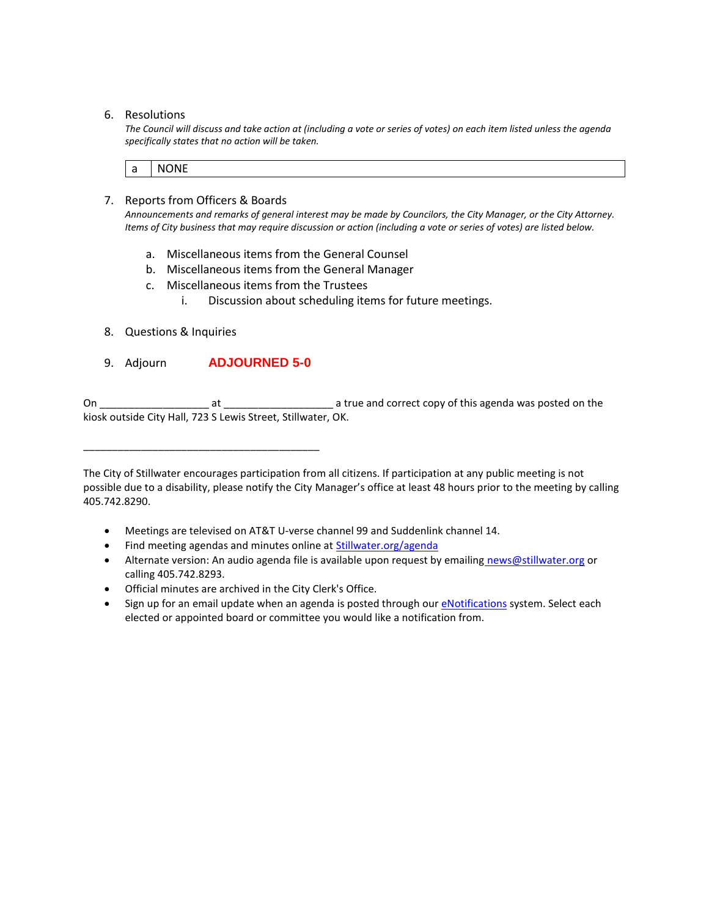6. Resolutions

   *The Council will discuss and take action at (including a vote or series of votes) on each item listed unless the agenda specifically states that no action will be taken.*

| | |
|---|---|
| a | NONE |

7. Reports from Officers & Boards

   *Announcements and remarks of general interest may be made by Councilors, the City Manager, or the City Attorney. Items of City business that may require discussion or action (including a vote or series of votes) are listed below.*

   a. Miscellaneous items from the General Counsel
   b. Miscellaneous items from the General Manager
   c. Miscellaneous items from the Trustees
      i. Discussion about scheduling items for future meetings.

8. Questions & Inquiries

9. Adjourn **ADJOURNED 5-0**

On ___________________ at ___________________ a true and correct copy of this agenda was posted on the kiosk outside City Hall, 723 S Lewis Street, Stillwater, OK.

_________________________________________

The City of Stillwater encourages participation from all citizens. If participation at any public meeting is not possible due to a disability, please notify the City Manager's office at least 48 hours prior to the meeting by calling 405.742.8290.

- Meetings are televised on AT&T U-verse channel 99 and Suddenlink channel 14.
- Find meeting agendas and minutes online at Stillwater.org/agenda
- Alternate version: An audio agenda file is available upon request by emailing news@stillwater.org or calling 405.742.8293.
- Official minutes are archived in the City Clerk's Office.
- Sign up for an email update when an agenda is posted through our eNotifications system. Select each elected or appointed board or committee you would like a notification from.